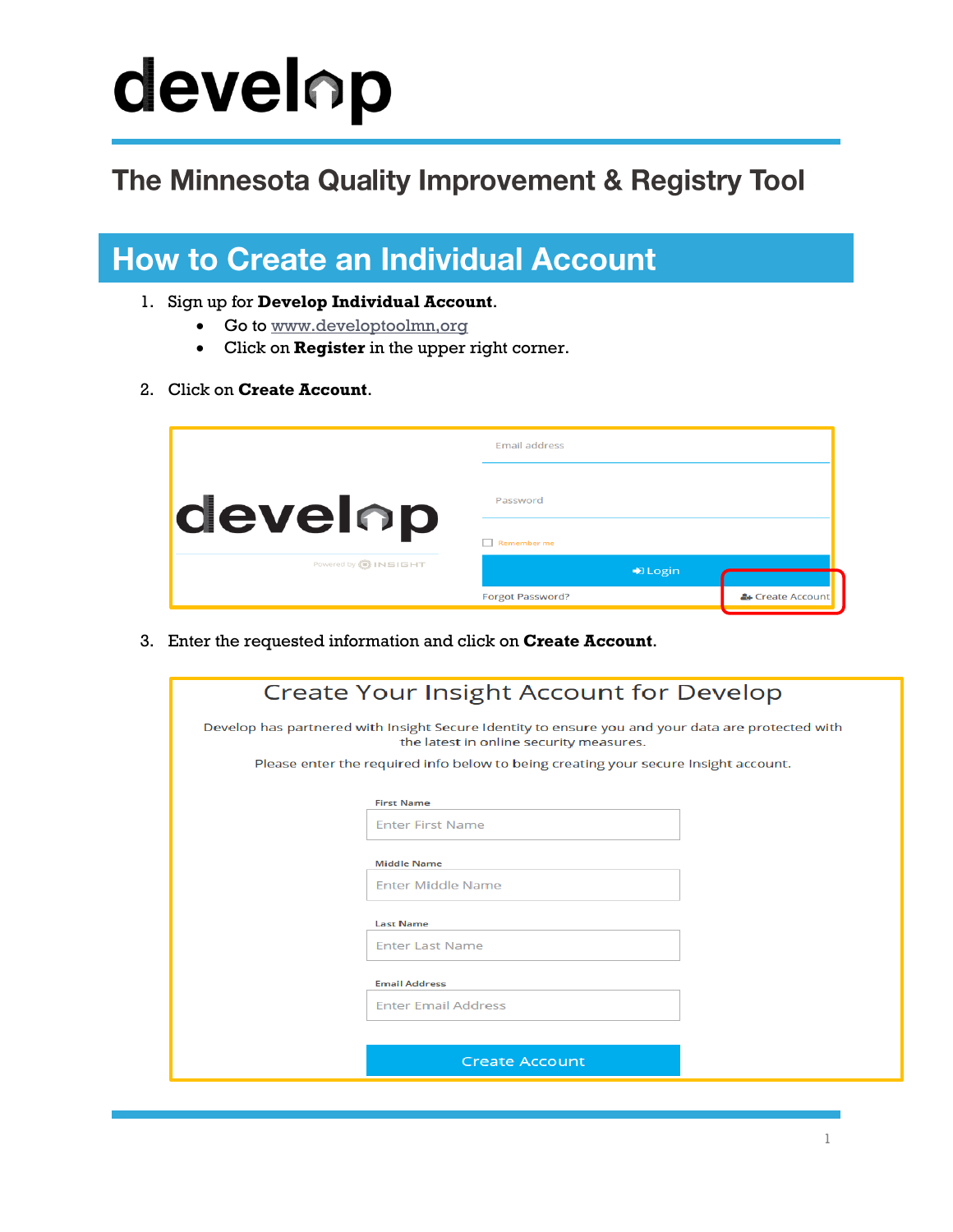# develop

## The Minnesota Quality Improvement & Registry Tool

## How to Create an Individual Account

1. Sign up for **Develop Individual Account**.
   - Go to www.developtoolmn.org
   - Click on **Register** in the upper right corner.

2. Click on **Create Account**.

Email address

Password

Remember me

Login

Forgot Password?

Create Account

3. Enter the requested information and click on **Create Account**.

Create Your Insight Account for Develop

Develop has partnered with Insight Secure Identity to ensure you and your data are protected with the latest in online security measures.

Please enter the required info below to being creating your secure Insight account.

First Name

Middle Name

Last Name

Email Address

Create Account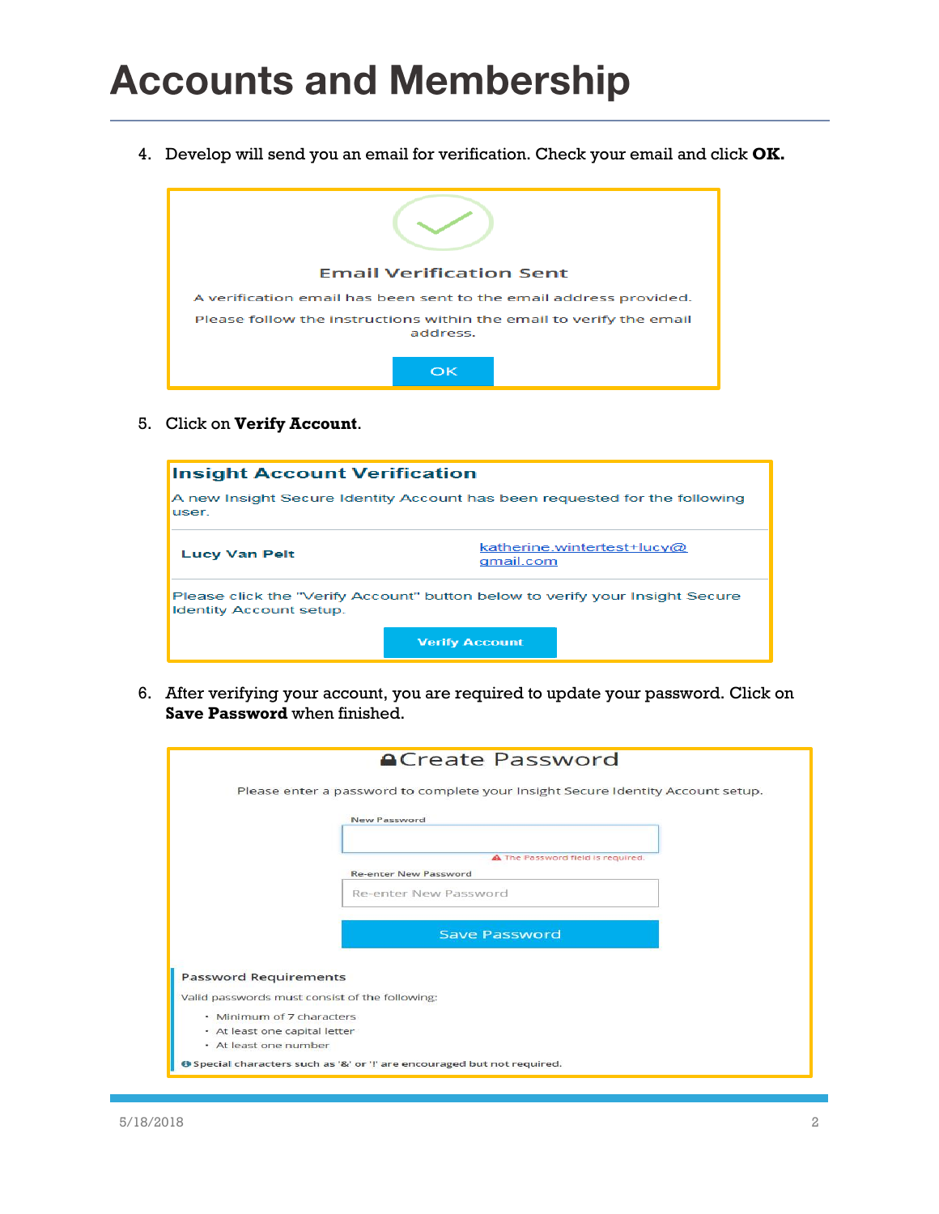# Accounts and Membership

4. Develop will send you an email for verification. Check your email and click **OK.**

   **Email Verification Sent**

   A verification email has been sent to the email address provided.

   Please follow the instructions within the email to verify the email address.

   OK

5. Click on **Verify Account**.

   **Insight Account Verification**

   A new Insight Secure Identity Account has been requested for the following user.

   | Lucy Van Pelt | katherine.wintertest+lucy@gmail.com |
   | --- | --- |

   Please click the "Verify Account" button below to verify your Insight Secure Identity Account setup.

   Verify Account

6. After verifying your account, you are required to update your password. Click on **Save Password** when finished.

   **Create Password**

   Please enter a password to complete your Insight Secure Identity Account setup.

   New Password

   The Password field is required.

   Re-enter New Password

   Save Password

   Password Requirements

   Valid passwords must consist of the following:

   - Minimum of 7 characters
   - At least one capital letter
   - At least one number

   Special characters such as '&' or '!' are encouraged but not required.

5/18/2018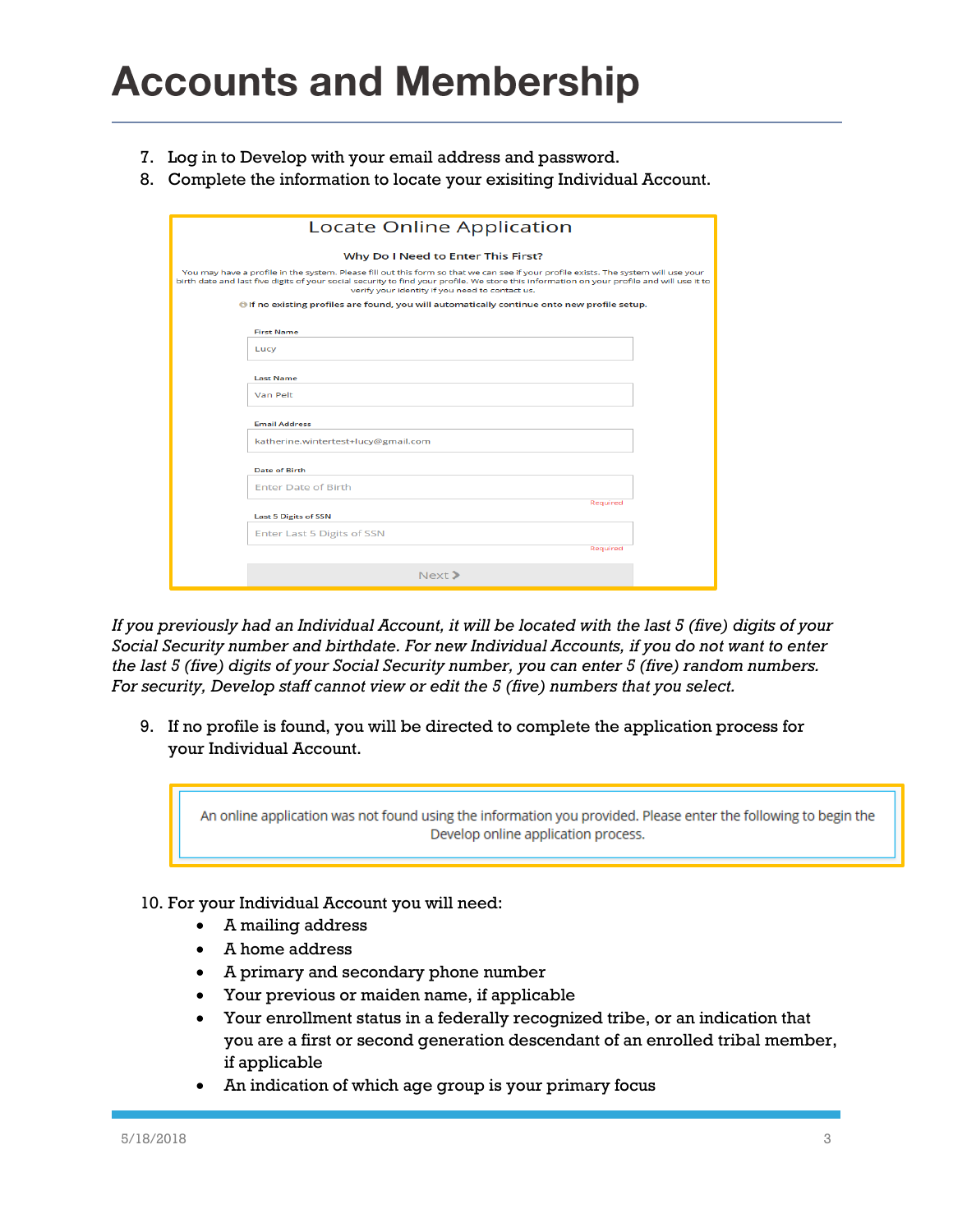# Accounts and Membership

7. Log in to Develop with your email address and password.
8. Complete the information to locate your exisiting Individual Account.

Locate Online Application

**Why Do I Need to Enter This First?**

You may have a profile in the system. Please fill out this form so that we can see if your profile exists. The system will use your birth date and last five digits of your social security to find your profile. We store this information on your profile and will use it to verify your identity if you need to contact us.

If no existing profiles are found, you will automatically continue onto new profile setup.

First Name
Lucy

Last Name
Van Pelt

Email Address
katherine.wintertest+lucy@gmail.com

Date of Birth
Enter Date of Birth
Required

Last 5 Digits of SSN
Enter Last 5 Digits of SSN
Required

Next >

*If you previously had an Individual Account, it will be located with the last 5 (five) digits of your Social Security number and birthdate. For new Individual Accounts, if you do not want to enter the last 5 (five) digits of your Social Security number, you can enter 5 (five) random numbers. For security, Develop staff cannot view or edit the 5 (five) numbers that you select.*

9. If no profile is found, you will be directed to complete the application process for your Individual Account.

An online application was not found using the information you provided. Please enter the following to begin the Develop online application process.

10. For your Individual Account you will need:
    - A mailing address
    - A home address
    - A primary and secondary phone number
    - Your previous or maiden name, if applicable
    - Your enrollment status in a federally recognized tribe, or an indication that you are a first or second generation descendant of an enrolled tribal member, if applicable
    - An indication of which age group is your primary focus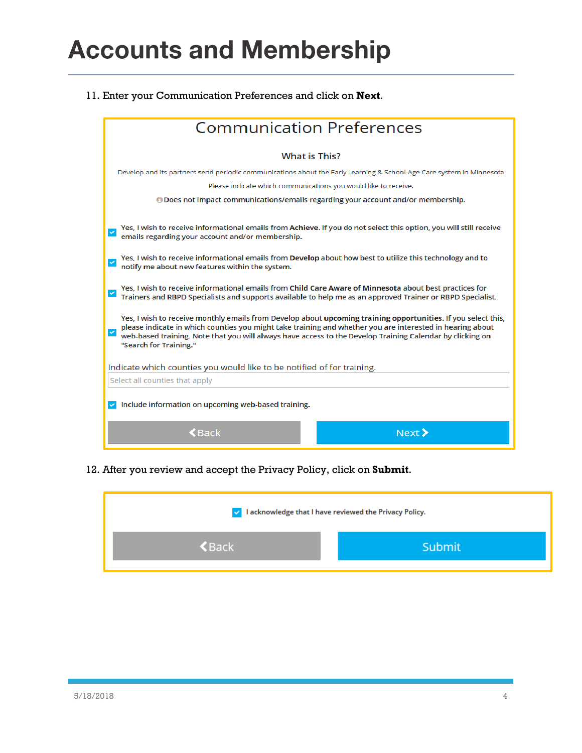# Accounts and Membership

11. Enter your Communication Preferences and click on **Next**.

## Communication Preferences

### What is This?

Develop and its partners send periodic communications about the Early Learning & School-Age Care system in Minnesota

Please indicate which communications you would like to receive.

Does not impact communications/emails regarding your account and/or membership.

- [x] Yes, I wish to receive informational emails from **Achieve**. If you do not select this option, you will still receive emails regarding your account and/or membership.
- [x] Yes, I wish to receive informational emails from **Develop** about how best to utilize this technology and to notify me about new features within the system.
- [x] Yes, I wish to receive informational emails from **Child Care Aware of Minnesota** about best practices for Trainers and RBPD Specialists and supports available to help me as an approved Trainer or RBPD Specialist.
- [x] Yes, I wish to receive monthly emails from Develop about **upcoming training opportunities**. If you select this, please indicate in which counties you might take training and whether you are interested in hearing about web-based training. Note that you will always have access to the Develop Training Calendar by clicking on "Search for Training."

Indicate which counties you would like to be notified of for training.

Select all counties that apply

- [x] Include information on upcoming web-based training.

Back | Next

12. After you review and accept the Privacy Policy, click on **Submit**.

- [x] I acknowledge that I have reviewed the Privacy Policy.

Back | Submit

5/18/2018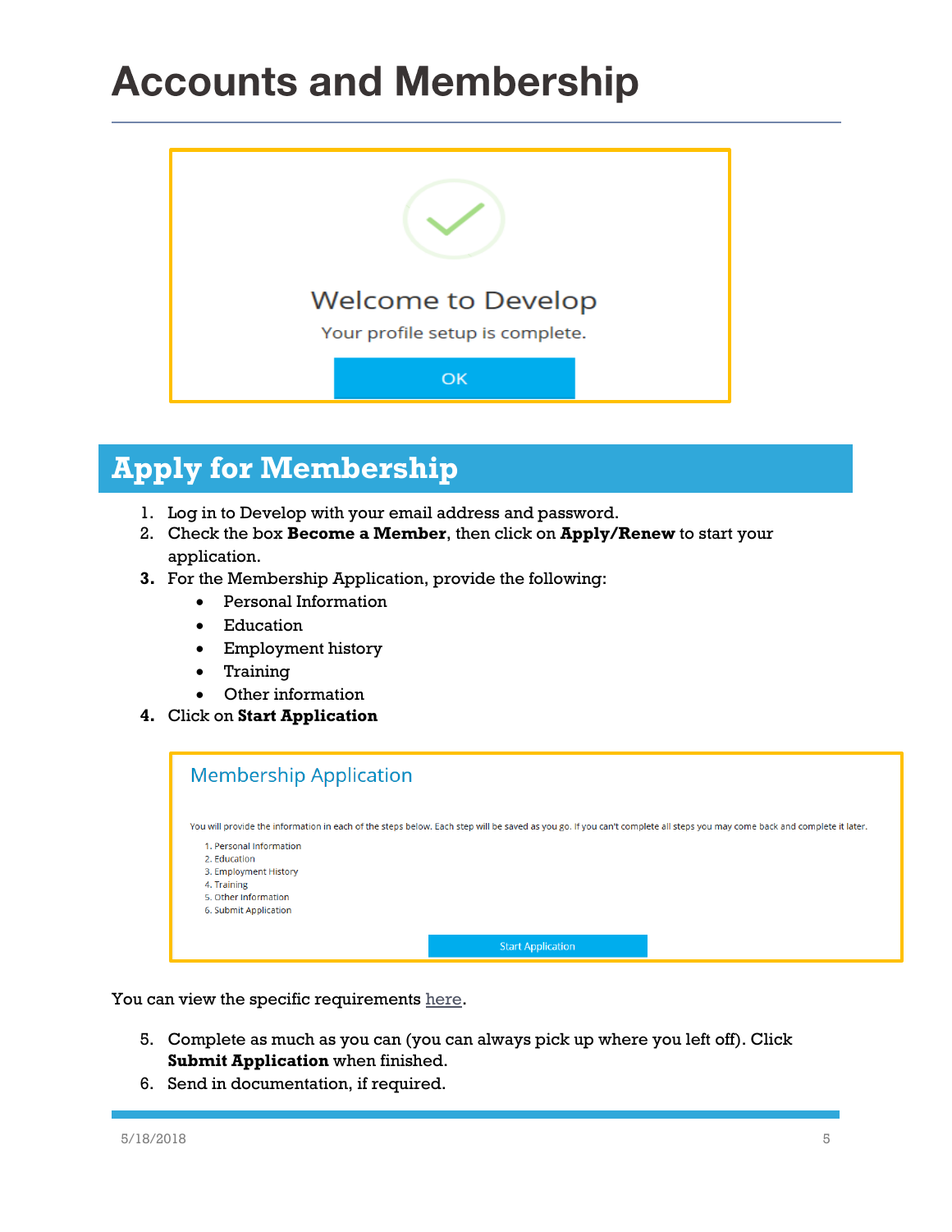# Accounts and Membership

Welcome to Develop

Your profile setup is complete.

OK

## Apply for Membership

1. Log in to Develop with your email address and password.
2. Check the box **Become a Member**, then click on **Apply/Renew** to start your application.
3. For the Membership Application, provide the following:
   - Personal Information
   - Education
   - Employment history
   - Training
   - Other information
4. Click on **Start Application**

Membership Application

You will provide the information in each of the steps below. Each step will be saved as you go. If you can't complete all steps you may come back and complete it later.

1. Personal Information
2. Education
3. Employment History
4. Training
5. Other Information
6. Submit Application

Start Application

You can view the specific requirements here.

5. Complete as much as you can (you can always pick up where you left off). Click **Submit Application** when finished.
6. Send in documentation, if required.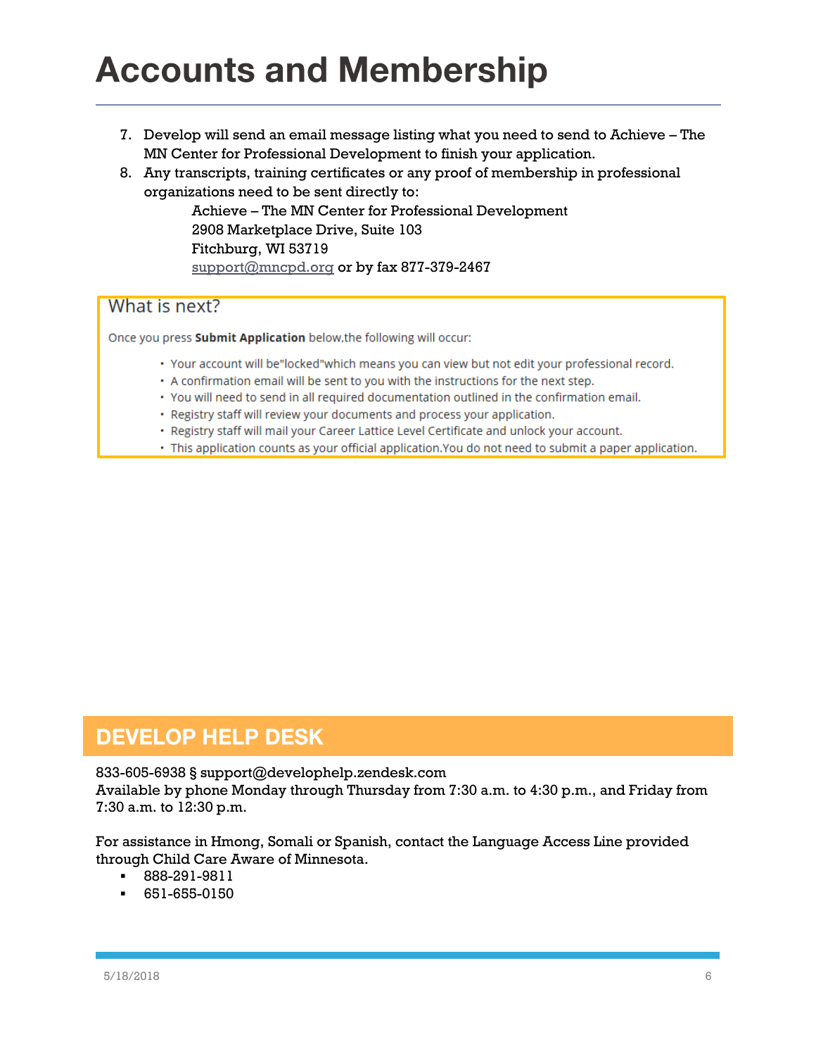# Accounts and Membership

7. Develop will send an email message listing what you need to send to Achieve – The MN Center for Professional Development to finish your application.
8. Any transcripts, training certificates or any proof of membership in professional organizations need to be sent directly to:

   Achieve – The MN Center for Professional Development
   2908 Marketplace Drive, Suite 103
   Fitchburg, WI 53719
   support@mncpd.org or by fax 877-379-2467

## What is next?

Once you press **Submit Application** below,the following will occur:

- Your account will be"locked"which means you can view but not edit your professional record.
- A confirmation email will be sent to you with the instructions for the next step.
- You will need to send in all required documentation outlined in the confirmation email.
- Registry staff will review your documents and process your application.
- Registry staff will mail your Career Lattice Level Certificate and unlock your account.
- This application counts as your official application.You do not need to submit a paper application.

## DEVELOP HELP DESK

833-605-6938 § support@develophelp.zendesk.com
Available by phone Monday through Thursday from 7:30 a.m. to 4:30 p.m., and Friday from 7:30 a.m. to 12:30 p.m.

For assistance in Hmong, Somali or Spanish, contact the Language Access Line provided through Child Care Aware of Minnesota.

- 888-291-9811
- 651-655-0150